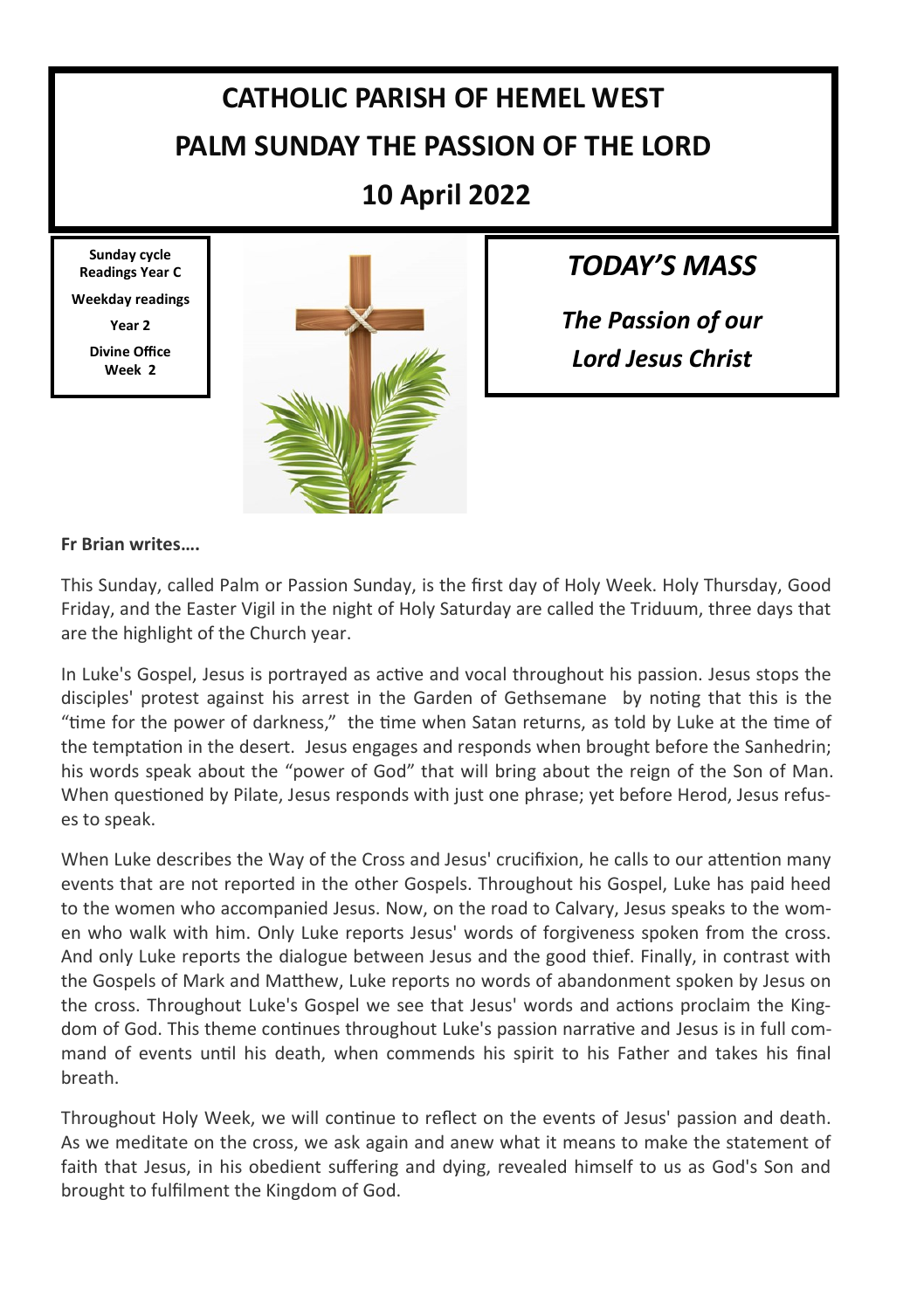# CATHOLIC PARISH OF HEMEL WEST

# PALM SUNDAY THE PASSION OF THE LORD

# 10 April 2022

**Sunday cycle Readings Year C**

**Weekday readings**

**Year 2**

**Divine Office Week 2**

## *TODAY'S MASS*

***The Passion of our Lord Jesus Christ***

**Fr Brian writes….**

This Sunday, called Palm or Passion Sunday, is the first day of Holy Week. Holy Thursday, Good Friday, and the Easter Vigil in the night of Holy Saturday are called the Triduum, three days that are the highlight of the Church year.

In Luke's Gospel, Jesus is portrayed as active and vocal throughout his passion. Jesus stops the disciples' protest against his arrest in the Garden of Gethsemane by noting that this is the "time for the power of darkness," the time when Satan returns, as told by Luke at the time of the temptation in the desert. Jesus engages and responds when brought before the Sanhedrin; his words speak about the "power of God" that will bring about the reign of the Son of Man. When questioned by Pilate, Jesus responds with just one phrase; yet before Herod, Jesus refuses to speak.

When Luke describes the Way of the Cross and Jesus' crucifixion, he calls to our attention many events that are not reported in the other Gospels. Throughout his Gospel, Luke has paid heed to the women who accompanied Jesus. Now, on the road to Calvary, Jesus speaks to the women who walk with him. Only Luke reports Jesus' words of forgiveness spoken from the cross. And only Luke reports the dialogue between Jesus and the good thief. Finally, in contrast with the Gospels of Mark and Matthew, Luke reports no words of abandonment spoken by Jesus on the cross. Throughout Luke's Gospel we see that Jesus' words and actions proclaim the Kingdom of God. This theme continues throughout Luke's passion narrative and Jesus is in full command of events until his death, when commends his spirit to his Father and takes his final breath.

Throughout Holy Week, we will continue to reflect on the events of Jesus' passion and death. As we meditate on the cross, we ask again and anew what it means to make the statement of faith that Jesus, in his obedient suffering and dying, revealed himself to us as God's Son and brought to fulfilment the Kingdom of God.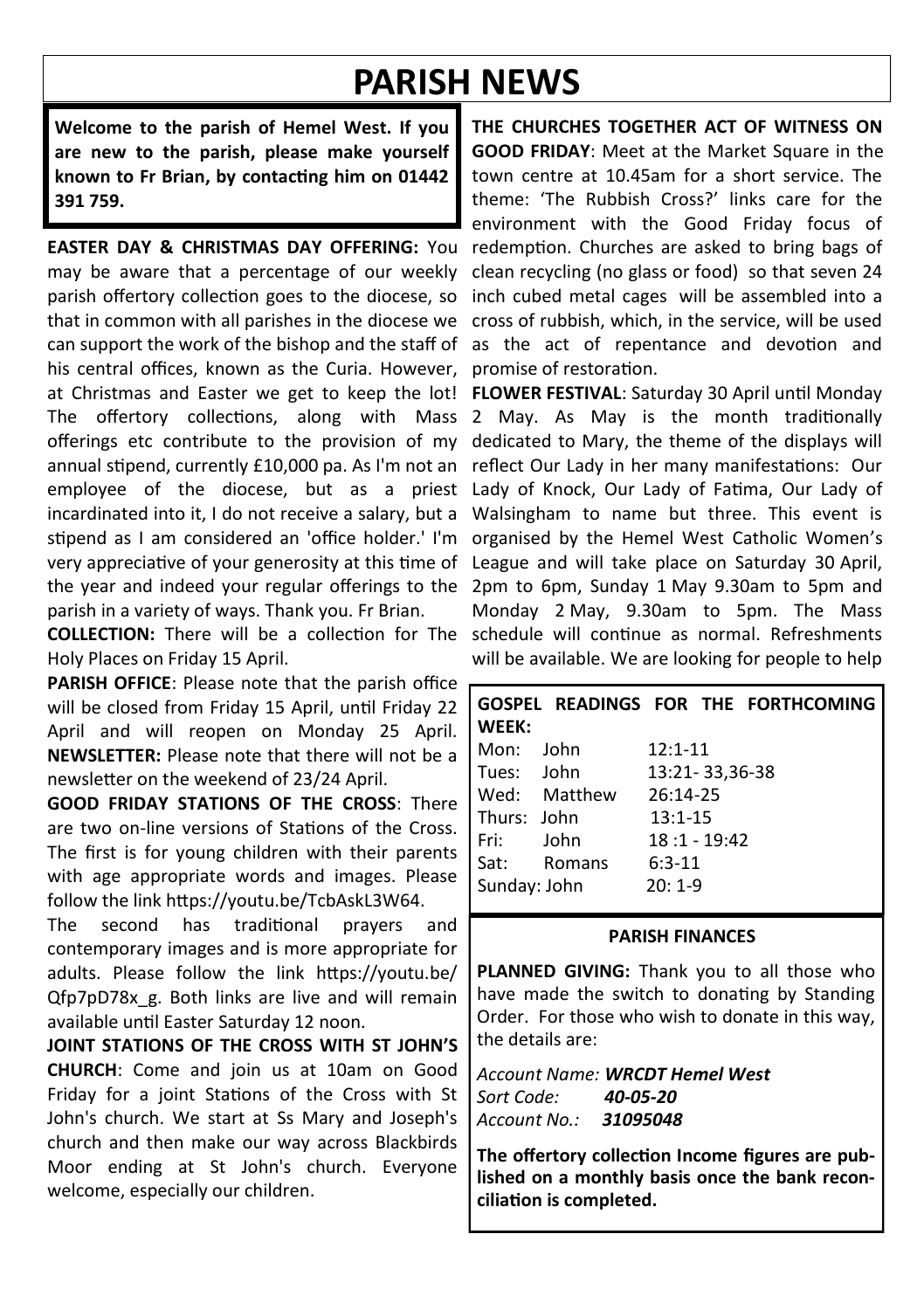# PARISH NEWS

**Welcome to the parish of Hemel West. If you are new to the parish, please make yourself known to Fr Brian, by contacting him on 01442 391 759.**

**EASTER DAY & CHRISTMAS DAY OFFERING:** You may be aware that a percentage of our weekly parish offertory collection goes to the diocese, so that in common with all parishes in the diocese we can support the work of the bishop and the staff of his central offices, known as the Curia. However, at Christmas and Easter we get to keep the lot! The offertory collections, along with Mass offerings etc contribute to the provision of my annual stipend, currently £10,000 pa. As I'm not an employee of the diocese, but as a priest incardinated into it, I do not receive a salary, but a stipend as I am considered an 'office holder.' I'm very appreciative of your generosity at this time of the year and indeed your regular offerings to the parish in a variety of ways. Thank you. Fr Brian.

**COLLECTION:** There will be a collection for The Holy Places on Friday 15 April.

**PARISH OFFICE**: Please note that the parish office will be closed from Friday 15 April, until Friday 22 April and will reopen on Monday 25 April.

**NEWSLETTER:** Please note that there will not be a newsletter on the weekend of 23/24 April.

**GOOD FRIDAY STATIONS OF THE CROSS**: There are two on-line versions of Stations of the Cross. The first is for young children with their parents with age appropriate words and images. Please follow the link https://youtu.be/TcbAskL3W64.

The second has traditional prayers and contemporary images and is more appropriate for adults. Please follow the link https://youtu.be/Qfp7pD78x_g. Both links are live and will remain available until Easter Saturday 12 noon.

**JOINT STATIONS OF THE CROSS WITH ST JOHN'S CHURCH**: Come and join us at 10am on Good Friday for a joint Stations of the Cross with St John's church. We start at Ss Mary and Joseph's church and then make our way across Blackbirds Moor ending at St John's church. Everyone welcome, especially our children.

**THE CHURCHES TOGETHER ACT OF WITNESS ON GOOD FRIDAY**: Meet at the Market Square in the town centre at 10.45am for a short service. The theme: 'The Rubbish Cross?' links care for the environment with the Good Friday focus of redemption. Churches are asked to bring bags of clean recycling (no glass or food) so that seven 24 inch cubed metal cages will be assembled into a cross of rubbish, which, in the service, will be used as the act of repentance and devotion and promise of restoration.

**FLOWER FESTIVAL**: Saturday 30 April until Monday 2 May. As May is the month traditionally dedicated to Mary, the theme of the displays will reflect Our Lady in her many manifestations: Our Lady of Knock, Our Lady of Fatima, Our Lady of Walsingham to name but three. This event is organised by the Hemel West Catholic Women's League and will take place on Saturday 30 April, 2pm to 6pm, Sunday 1 May 9.30am to 5pm and Monday 2 May, 9.30am to 5pm. The Mass schedule will continue as normal. Refreshments will be available. We are looking for people to help

**GOSPEL READINGS FOR THE FORTHCOMING WEEK:**

| Day | Book | Reading |
|---|---|---|
| Mon: | John | 12:1-11 |
| Tues: | John | 13:21- 33,36-38 |
| Wed: | Matthew | 26:14-25 |
| Thurs: | John | 13:1-15 |
| Fri: | John | 18 :1 - 19:42 |
| Sat: | Romans | 6:3-11 |
| Sunday: | John | 20: 1-9 |

**PARISH FINANCES**

**PLANNED GIVING:** Thank you to all those who have made the switch to donating by Standing Order. For those who wish to donate in this way, the details are:

*Account Name:* ***WRCDT Hemel West***
*Sort Code:* ***40-05-20***
*Account No.:* ***31095048***

**The offertory collection Income figures are published on a monthly basis once the bank reconciliation is completed.**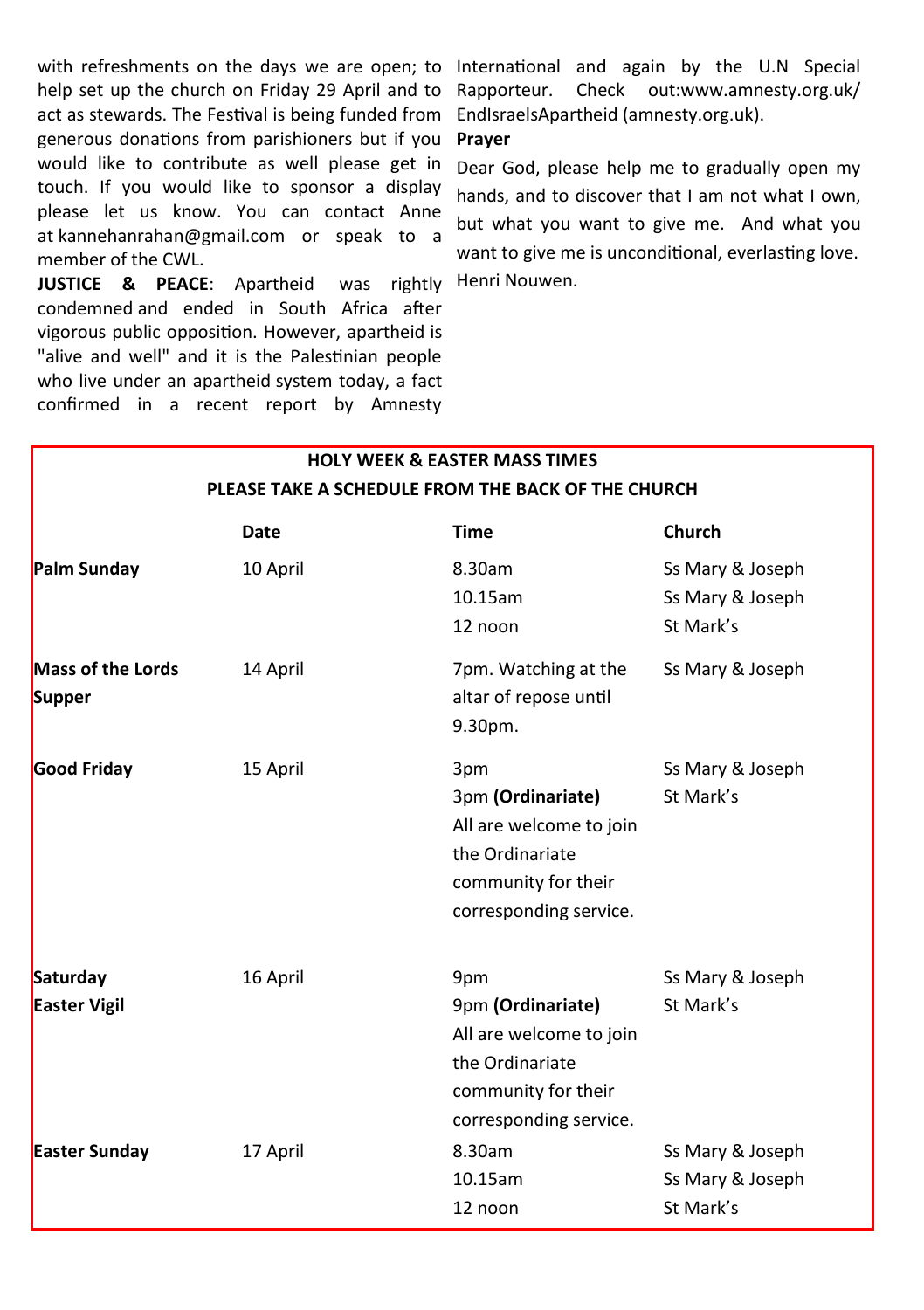with refreshments on the days we are open; to help set up the church on Friday 29 April and to act as stewards. The Festival is being funded from generous donations from parishioners but if you would like to contribute as well please get in touch. If you would like to sponsor a display please let us know. You can contact Anne at kannehanrahan@gmail.com or speak to a member of the CWL.

**JUSTICE & PEACE**: Apartheid was rightly condemned and ended in South Africa after vigorous public opposition. However, apartheid is "alive and well" and it is the Palestinian people who live under an apartheid system today, a fact confirmed in a recent report by Amnesty International and again by the U.N Special Rapporteur. Check out:www.amnesty.org.uk/EndIsraelsApartheid (amnesty.org.uk).

**Prayer**

Dear God, please help me to gradually open my hands, and to discover that I am not what I own, but what you want to give me. And what you want to give me is unconditional, everlasting love. Henri Nouwen.

**HOLY WEEK & EASTER MASS TIMES**

**PLEASE TAKE A SCHEDULE FROM THE BACK OF THE CHURCH**

| | Date | Time | Church |
|---|---|---|---|
| **Palm Sunday** | 10 April | 8.30am<br>10.15am<br>12 noon | Ss Mary & Joseph<br>Ss Mary & Joseph<br>St Mark's |
| **Mass of the Lords Supper** | 14 April | 7pm. Watching at the altar of repose until 9.30pm. | Ss Mary & Joseph |
| **Good Friday** | 15 April | 3pm<br>3pm **(Ordinariate)** All are welcome to join the Ordinariate community for their corresponding service. | Ss Mary & Joseph<br>St Mark's |
| **Saturday Easter Vigil** | 16 April | 9pm<br>9pm **(Ordinariate)** All are welcome to join the Ordinariate community for their corresponding service. | Ss Mary & Joseph<br>St Mark's |
| **Easter Sunday** | 17 April | 8.30am<br>10.15am<br>12 noon | Ss Mary & Joseph<br>Ss Mary & Joseph<br>St Mark's |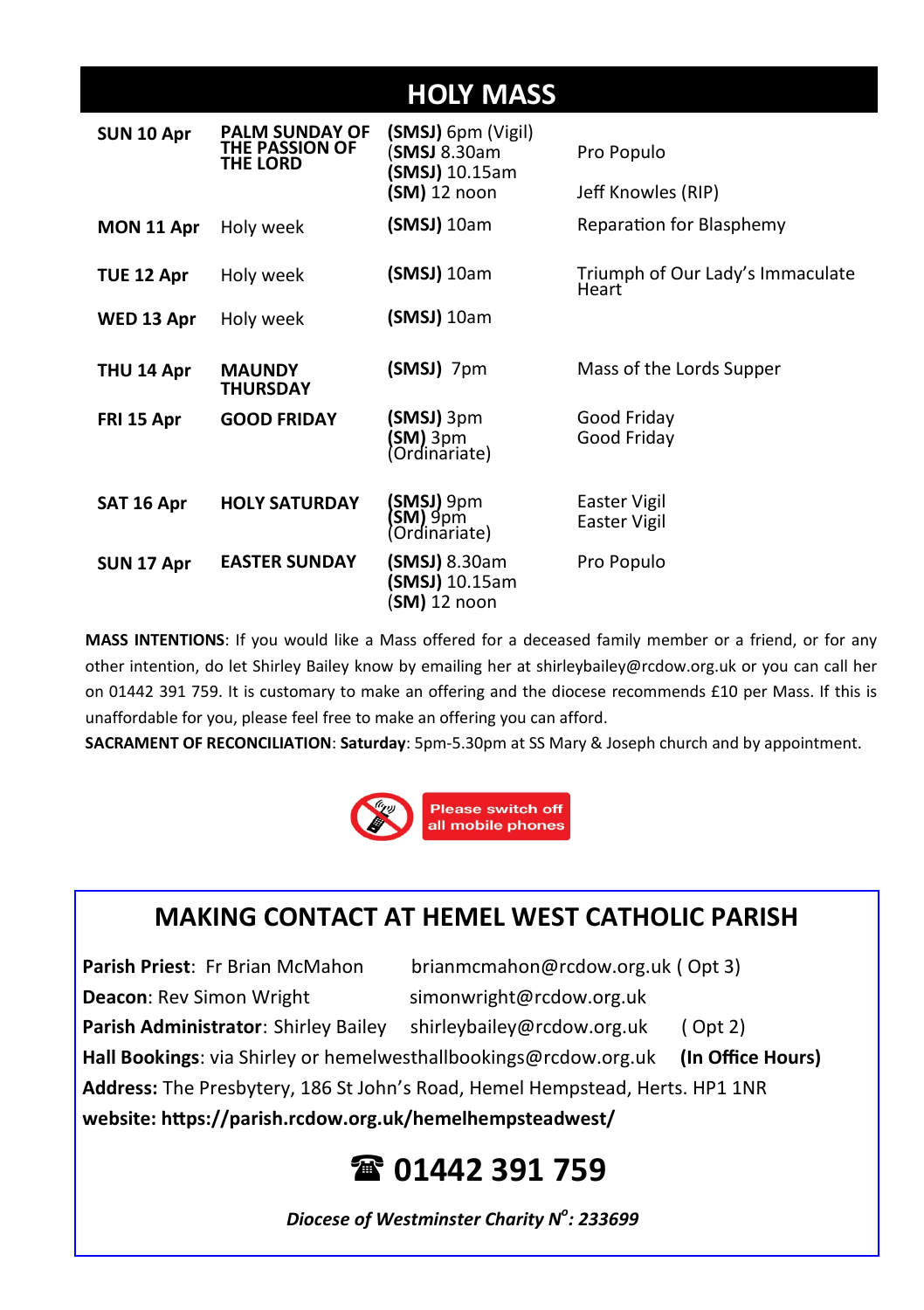# HOLY MASS

| | | | |
|---|---|---|---|
| **SUN 10 Apr** | **PALM SUNDAY OF THE PASSION OF THE LORD** | **(SMSJ)** 6pm (Vigil)<br>(**SMSJ** 8.30am<br>**(SMSJ)** 10.15am<br>**(SM)** 12 noon | Pro Populo<br><br>Jeff Knowles (RIP) |
| **MON 11 Apr** | Holy week | **(SMSJ)** 10am | Reparation for Blasphemy |
| **TUE 12 Apr** | Holy week | **(SMSJ)** 10am | Triumph of Our Lady's Immaculate Heart |
| **WED 13 Apr** | Holy week | **(SMSJ)** 10am | |
| **THU 14 Apr** | **MAUNDY THURSDAY** | **(SMSJ)** 7pm | Mass of the Lords Supper |
| **FRI 15 Apr** | **GOOD FRIDAY** | **(SMSJ)** 3pm<br>**(SM)** 3pm (Ordinariate) | Good Friday<br>Good Friday |
| **SAT 16 Apr** | **HOLY SATURDAY** | **(SMSJ)** 9pm<br>**(SM)** 9pm (Ordinariate) | Easter Vigil<br>Easter Vigil |
| **SUN 17 Apr** | **EASTER SUNDAY** | **(SMSJ)** 8.30am<br>**(SMSJ)** 10.15am<br>**(SM)** 12 noon | Pro Populo |

**MASS INTENTIONS**: If you would like a Mass offered for a deceased family member or a friend, or for any other intention, do let Shirley Bailey know by emailing her at shirleybailey@rcdow.org.uk or you can call her on 01442 391 759. It is customary to make an offering and the diocese recommends £10 per Mass. If this is unaffordable for you, please feel free to make an offering you can afford.

**SACRAMENT OF RECONCILIATION**: **Saturday**: 5pm-5.30pm at SS Mary & Joseph church and by appointment.

Please switch off all mobile phones

## MAKING CONTACT AT HEMEL WEST CATHOLIC PARISH

**Parish Priest**: Fr Brian McMahon brianmcmahon@rcdow.org.uk ( Opt 3)

**Deacon**: Rev Simon Wright simonwright@rcdow.org.uk

**Parish Administrator**: Shirley Bailey shirleybailey@rcdow.org.uk ( Opt 2)

**Hall Bookings**: via Shirley or hemelwesthallbookings@rcdow.org.uk **(In Office Hours)**

**Address:** The Presbytery, 186 St John's Road, Hemel Hempstead, Herts. HP1 1NR

**website: https://parish.rcdow.org.uk/hemelhempsteadwest/**

## ☎ 01442 391 759

***Diocese of Westminster Charity N$^o$: 233699***